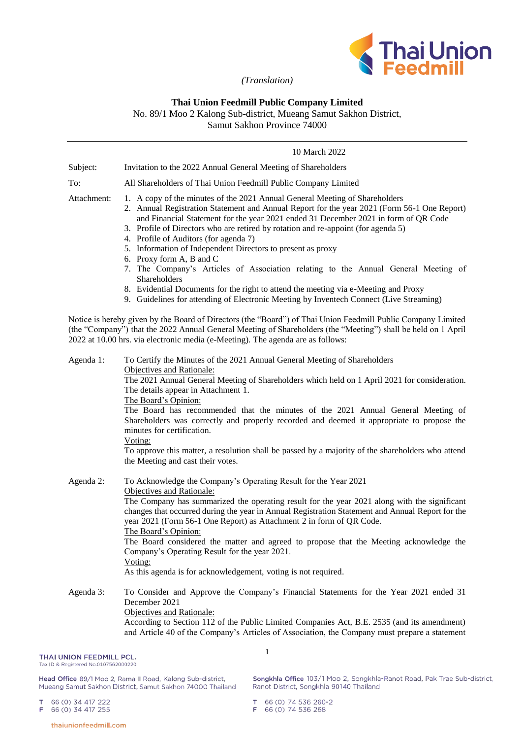*(Translation)*

**Thai Union Feedmill Public Company Limited**

No. 89/1 Moo 2 Kalong Sub-district, Mueang Samut Sakhon District,
Samut Sakhon Province 74000

---

10 March 2022

Subject: Invitation to the 2022 Annual General Meeting of Shareholders

To: All Shareholders of Thai Union Feedmill Public Company Limited

Attachment:
1. A copy of the minutes of the 2021 Annual General Meeting of Shareholders
2. Annual Registration Statement and Annual Report for the year 2021 (Form 56-1 One Report) and Financial Statement for the year 2021 ended 31 December 2021 in form of QR Code
3. Profile of Directors who are retired by rotation and re-appoint (for agenda 5)
4. Profile of Auditors (for agenda 7)
5. Information of Independent Directors to present as proxy
6. Proxy form A, B and C
7. The Company's Articles of Association relating to the Annual General Meeting of Shareholders
8. Evidential Documents for the right to attend the meeting via e-Meeting and Proxy
9. Guidelines for attending of Electronic Meeting by Inventech Connect (Live Streaming)

Notice is hereby given by the Board of Directors (the "Board") of Thai Union Feedmill Public Company Limited (the "Company") that the 2022 Annual General Meeting of Shareholders (the "Meeting") shall be held on 1 April 2022 at 10.00 hrs. via electronic media (e-Meeting). The agenda are as follows:

Agenda 1: To Certify the Minutes of the 2021 Annual General Meeting of Shareholders

Objectives and Rationale:

The 2021 Annual General Meeting of Shareholders which held on 1 April 2021 for consideration. The details appear in Attachment 1.

The Board's Opinion:

The Board has recommended that the minutes of the 2021 Annual General Meeting of Shareholders was correctly and properly recorded and deemed it appropriate to propose the minutes for certification.

Voting:

To approve this matter, a resolution shall be passed by a majority of the shareholders who attend the Meeting and cast their votes.

Agenda 2: To Acknowledge the Company's Operating Result for the Year 2021

Objectives and Rationale:

The Company has summarized the operating result for the year 2021 along with the significant changes that occurred during the year in Annual Registration Statement and Annual Report for the year 2021 (Form 56-1 One Report) as Attachment 2 in form of QR Code.

The Board's Opinion:

The Board considered the matter and agreed to propose that the Meeting acknowledge the Company's Operating Result for the year 2021.

Voting:

As this agenda is for acknowledgement, voting is not required.

Agenda 3: To Consider and Approve the Company's Financial Statements for the Year 2021 ended 31 December 2021

Objectives and Rationale:

According to Section 112 of the Public Limited Companies Act, B.E. 2535 (and its amendment) and Article 40 of the Company's Articles of Association, the Company must prepare a statement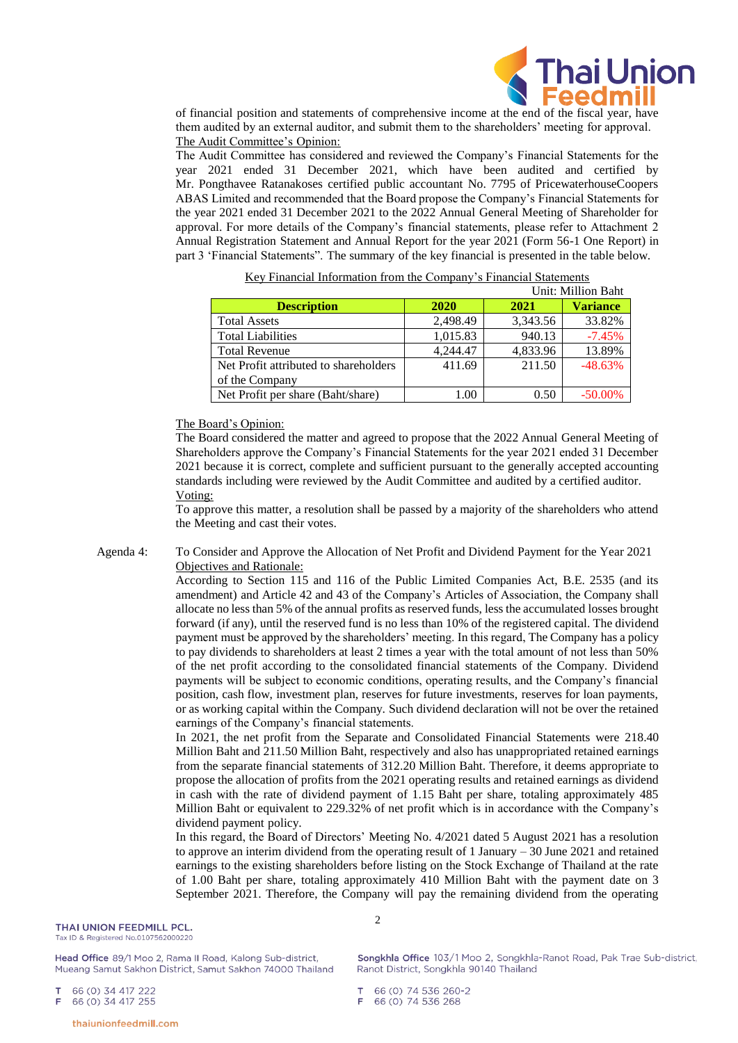of financial position and statements of comprehensive income at the end of the fiscal year, have them audited by an external auditor, and submit them to the shareholders' meeting for approval.

The Audit Committee's Opinion:

The Audit Committee has considered and reviewed the Company's Financial Statements for the year 2021 ended 31 December 2021, which have been audited and certified by Mr. Pongthavee Ratanakoses certified public accountant No. 7795 of PricewaterhouseCoopers ABAS Limited and recommended that the Board propose the Company's Financial Statements for the year 2021 ended 31 December 2021 to the 2022 Annual General Meeting of Shareholder for approval. For more details of the Company's financial statements, please refer to Attachment 2 Annual Registration Statement and Annual Report for the year 2021 (Form 56-1 One Report) in part 3 'Financial Statements". The summary of the key financial is presented in the table below.

Key Financial Information from the Company's Financial Statements

Unit: Million Baht

| Description | 2020 | 2021 | Variance |
|---|---|---|---|
| Total Assets | 2,498.49 | 3,343.56 | 33.82% |
| Total Liabilities | 1,015.83 | 940.13 | -7.45% |
| Total Revenue | 4,244.47 | 4,833.96 | 13.89% |
| Net Profit attributed to shareholders of the Company | 411.69 | 211.50 | -48.63% |
| Net Profit per share (Baht/share) | 1.00 | 0.50 | -50.00% |

The Board's Opinion:

The Board considered the matter and agreed to propose that the 2022 Annual General Meeting of Shareholders approve the Company's Financial Statements for the year 2021 ended 31 December 2021 because it is correct, complete and sufficient pursuant to the generally accepted accounting standards including were reviewed by the Audit Committee and audited by a certified auditor.

Voting:

To approve this matter, a resolution shall be passed by a majority of the shareholders who attend the Meeting and cast their votes.

Agenda 4: To Consider and Approve the Allocation of Net Profit and Dividend Payment for the Year 2021

Objectives and Rationale:

According to Section 115 and 116 of the Public Limited Companies Act, B.E. 2535 (and its amendment) and Article 42 and 43 of the Company's Articles of Association, the Company shall allocate no less than 5% of the annual profits as reserved funds, less the accumulated losses brought forward (if any), until the reserved fund is no less than 10% of the registered capital. The dividend payment must be approved by the shareholders' meeting. In this regard, The Company has a policy to pay dividends to shareholders at least 2 times a year with the total amount of not less than 50% of the net profit according to the consolidated financial statements of the Company. Dividend payments will be subject to economic conditions, operating results, and the Company's financial position, cash flow, investment plan, reserves for future investments, reserves for loan payments, or as working capital within the Company. Such dividend declaration will not be over the retained earnings of the Company's financial statements.

In 2021, the net profit from the Separate and Consolidated Financial Statements were 218.40 Million Baht and 211.50 Million Baht, respectively and also has unappropriated retained earnings from the separate financial statements of 312.20 Million Baht. Therefore, it deems appropriate to propose the allocation of profits from the 2021 operating results and retained earnings as dividend in cash with the rate of dividend payment of 1.15 Baht per share, totaling approximately 485 Million Baht or equivalent to 229.32% of net profit which is in accordance with the Company's dividend payment policy.

In this regard, the Board of Directors' Meeting No. 4/2021 dated 5 August 2021 has a resolution to approve an interim dividend from the operating result of 1 January – 30 June 2021 and retained earnings to the existing shareholders before listing on the Stock Exchange of Thailand at the rate of 1.00 Baht per share, totaling approximately 410 Million Baht with the payment date on 3 September 2021. Therefore, the Company will pay the remaining dividend from the operating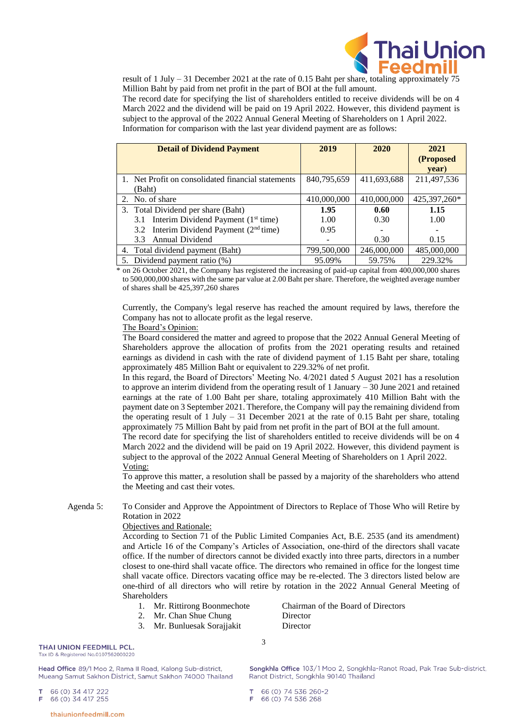result of 1 July – 31 December 2021 at the rate of 0.15 Baht per share, totaling approximately 75 Million Baht by paid from net profit in the part of BOI at the full amount.

The record date for specifying the list of shareholders entitled to receive dividends will be on 4 March 2022 and the dividend will be paid on 19 April 2022. However, this dividend payment is subject to the approval of the 2022 Annual General Meeting of Shareholders on 1 April 2022.

Information for comparison with the last year dividend payment are as follows:

| Detail of Dividend Payment | 2019 | 2020 | 2021 (Proposed year) |
|---|---|---|---|
| 1. Net Profit on consolidated financial statements (Baht) | 840,795,659 | 411,693,688 | 211,497,536 |
| 2. No. of share | 410,000,000 | 410,000,000 | 425,397,260* |
| 3. Total Dividend per share (Baht) | **1.95** | **0.60** | **1.15** |
| 3.1 Interim Dividend Payment (1st time) | 1.00 | 0.30 | 1.00 |
| 3.2 Interim Dividend Payment (2nd time) | 0.95 | - | - |
| 3.3 Annual Dividend | - | 0.30 | 0.15 |
| 4. Total dividend payment (Baht) | 799,500,000 | 246,000,000 | 485,000,000 |
| 5. Dividend payment ratio (%) | 95.09% | 59.75% | 229.32% |

\* on 26 October 2021, the Company has registered the increasing of paid-up capital from 400,000,000 shares to 500,000,000 shares with the same par value at 2.00 Baht per share. Therefore, the weighted average number of shares shall be 425,397,260 shares

Currently, the Company's legal reserve has reached the amount required by laws, therefore the Company has not to allocate profit as the legal reserve.

<u>The Board's Opinion:</u>

The Board considered the matter and agreed to propose that the 2022 Annual General Meeting of Shareholders approve the allocation of profits from the 2021 operating results and retained earnings as dividend in cash with the rate of dividend payment of 1.15 Baht per share, totaling approximately 485 Million Baht or equivalent to 229.32% of net profit.

In this regard, the Board of Directors' Meeting No. 4/2021 dated 5 August 2021 has a resolution to approve an interim dividend from the operating result of 1 January – 30 June 2021 and retained earnings at the rate of 1.00 Baht per share, totaling approximately 410 Million Baht with the payment date on 3 September 2021. Therefore, the Company will pay the remaining dividend from the operating result of 1 July – 31 December 2021 at the rate of 0.15 Baht per share, totaling approximately 75 Million Baht by paid from net profit in the part of BOI at the full amount.

The record date for specifying the list of shareholders entitled to receive dividends will be on 4 March 2022 and the dividend will be paid on 19 April 2022. However, this dividend payment is subject to the approval of the 2022 Annual General Meeting of Shareholders on 1 April 2022.

<u>Voting:</u>

To approve this matter, a resolution shall be passed by a majority of the shareholders who attend the Meeting and cast their votes.

Agenda 5: To Consider and Approve the Appointment of Directors to Replace of Those Who will Retire by Rotation in 2022

<u>Objectives and Rationale:</u>

According to Section 71 of the Public Limited Companies Act, B.E. 2535 (and its amendment) and Article 16 of the Company's Articles of Association, one-third of the directors shall vacate office. If the number of directors cannot be divided exactly into three parts, directors in a number closest to one-third shall vacate office. The directors who remained in office for the longest time shall vacate office. Directors vacating office may be re-elected. The 3 directors listed below are one-third of all directors who will retire by rotation in the 2022 Annual General Meeting of Shareholders

1. Mr. Rittirong Boonmechote — Chairman of the Board of Directors
2. Mr. Chan Shue Chung — Director
3. Mr. Bunluesak Sorajjakit — Director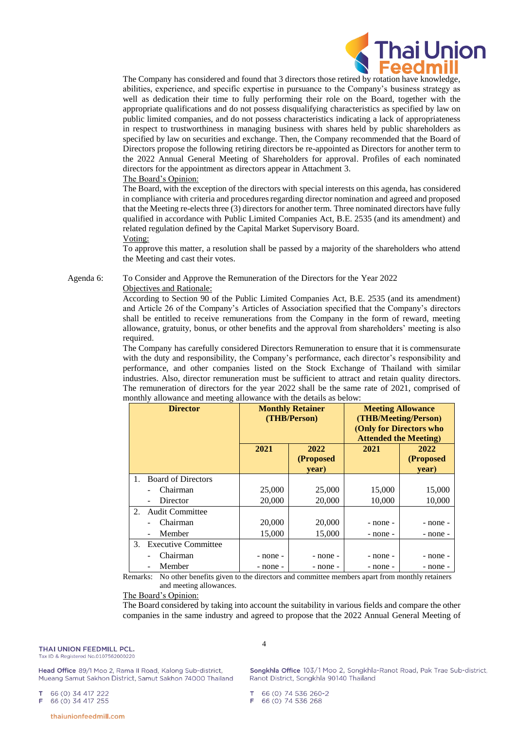The Company has considered and found that 3 directors those retired by rotation have knowledge, abilities, experience, and specific expertise in pursuance to the Company's business strategy as well as dedication their time to fully performing their role on the Board, together with the appropriate qualifications and do not possess disqualifying characteristics as specified by law on public limited companies, and do not possess characteristics indicating a lack of appropriateness in respect to trustworthiness in managing business with shares held by public shareholders as specified by law on securities and exchange. Then, the Company recommended that the Board of Directors propose the following retiring directors be re-appointed as Directors for another term to the 2022 Annual General Meeting of Shareholders for approval. Profiles of each nominated directors for the appointment as directors appear in Attachment 3.

The Board's Opinion:

The Board, with the exception of the directors with special interests on this agenda, has considered in compliance with criteria and procedures regarding director nomination and agreed and proposed that the Meeting re-elects three (3) directors for another term. Three nominated directors have fully qualified in accordance with Public Limited Companies Act, B.E. 2535 (and its amendment) and related regulation defined by the Capital Market Supervisory Board.

Voting:

To approve this matter, a resolution shall be passed by a majority of the shareholders who attend the Meeting and cast their votes.

Agenda 6: To Consider and Approve the Remuneration of the Directors for the Year 2022

Objectives and Rationale:

According to Section 90 of the Public Limited Companies Act, B.E. 2535 (and its amendment) and Article 26 of the Company's Articles of Association specified that the Company's directors shall be entitled to receive remunerations from the Company in the form of reward, meeting allowance, gratuity, bonus, or other benefits and the approval from shareholders' meeting is also required.

The Company has carefully considered Directors Remuneration to ensure that it is commensurate with the duty and responsibility, the Company's performance, each director's responsibility and performance, and other companies listed on the Stock Exchange of Thailand with similar industries. Also, director remuneration must be sufficient to attract and retain quality directors. The remuneration of directors for the year 2022 shall be the same rate of 2021, comprised of monthly allowance and meeting allowance with the details as below:

| Director | Monthly Retainer (THB/Person) | | Meeting Allowance (THB/Meeting/Person) (Only for Directors who Attended the Meeting) | |
|---|---|---|---|---|
| | 2021 | 2022 (Proposed year) | 2021 | 2022 (Proposed year) |
| 1. Board of Directors | | | | |
| - Chairman | 25,000 | 25,000 | 15,000 | 15,000 |
| - Director | 20,000 | 20,000 | 10,000 | 10,000 |
| 2. Audit Committee | | | | |
| - Chairman | 20,000 | 20,000 | - none - | - none - |
| - Member | 15,000 | 15,000 | - none - | - none - |
| 3. Executive Committee | | | | |
| - Chairman | - none - | - none - | - none - | - none - |
| - Member | - none - | - none - | - none - | - none - |

Remarks: No other benefits given to the directors and committee members apart from monthly retainers and meeting allowances.

The Board's Opinion:

The Board considered by taking into account the suitability in various fields and compare the other companies in the same industry and agreed to propose that the 2022 Annual General Meeting of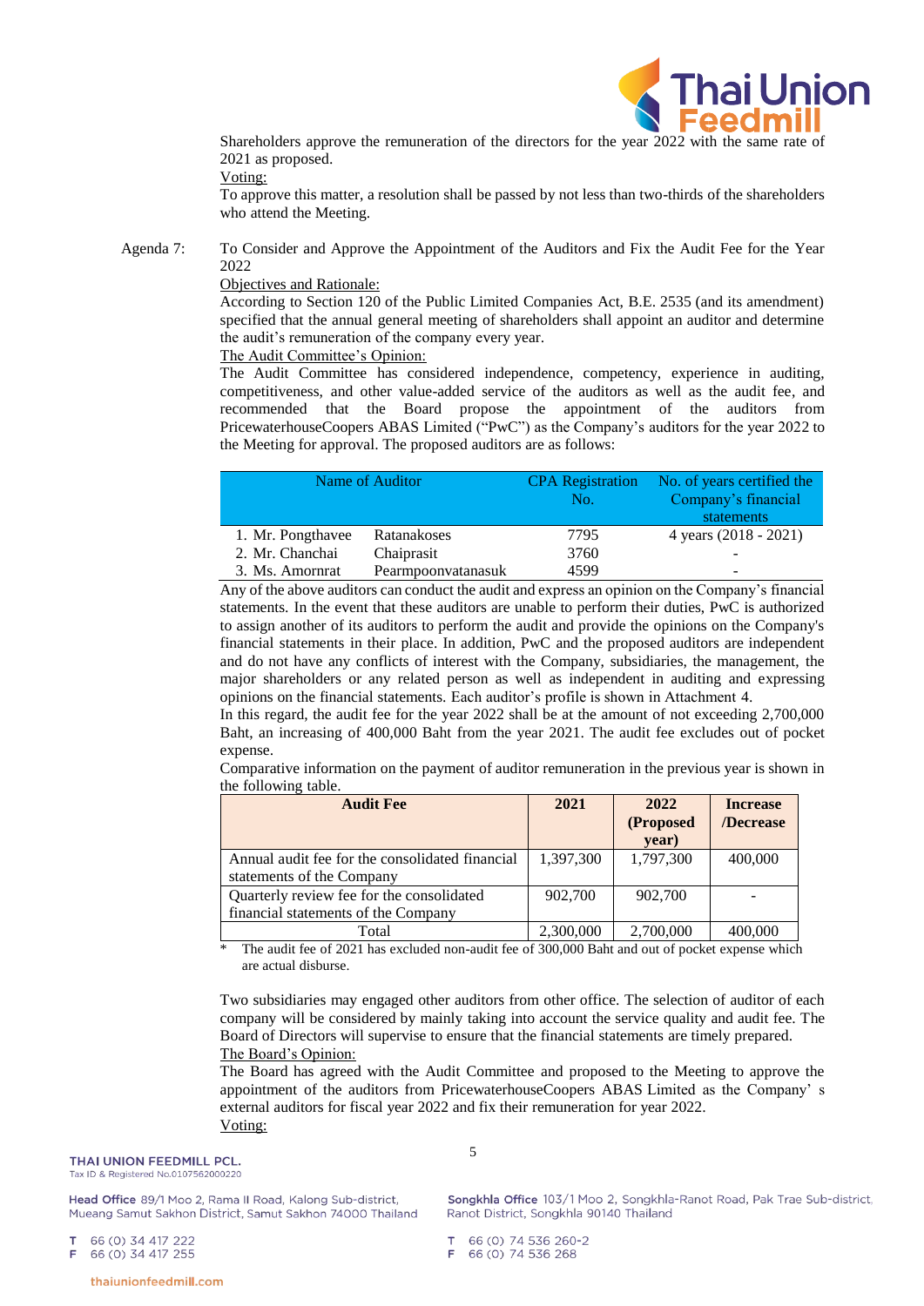Shareholders approve the remuneration of the directors for the year 2022 with the same rate of 2021 as proposed.

Voting:

To approve this matter, a resolution shall be passed by not less than two-thirds of the shareholders who attend the Meeting.

Agenda 7: To Consider and Approve the Appointment of the Auditors and Fix the Audit Fee for the Year 2022

Objectives and Rationale:

According to Section 120 of the Public Limited Companies Act, B.E. 2535 (and its amendment) specified that the annual general meeting of shareholders shall appoint an auditor and determine the audit's remuneration of the company every year.

The Audit Committee's Opinion:

The Audit Committee has considered independence, competency, experience in auditing, competitiveness, and other value-added service of the auditors as well as the audit fee, and recommended that the Board propose the appointment of the auditors from PricewaterhouseCoopers ABAS Limited ("PwC") as the Company's auditors for the year 2022 to the Meeting for approval. The proposed auditors are as follows:

| Name of Auditor | | CPA Registration No. | No. of years certified the Company's financial statements |
|---|---|---|---|
| 1. Mr. Pongthavee | Ratanakoses | 7795 | 4 years (2018 - 2021) |
| 2. Mr. Chanchai | Chaiprasit | 3760 | - |
| 3. Ms. Amornrat | Pearmpoonvatanasuk | 4599 | - |

Any of the above auditors can conduct the audit and express an opinion on the Company's financial statements. In the event that these auditors are unable to perform their duties, PwC is authorized to assign another of its auditors to perform the audit and provide the opinions on the Company's financial statements in their place. In addition, PwC and the proposed auditors are independent and do not have any conflicts of interest with the Company, subsidiaries, the management, the major shareholders or any related person as well as independent in auditing and expressing opinions on the financial statements. Each auditor's profile is shown in Attachment 4.

In this regard, the audit fee for the year 2022 shall be at the amount of not exceeding 2,700,000 Baht, an increasing of 400,000 Baht from the year 2021. The audit fee excludes out of pocket expense.

Comparative information on the payment of auditor remuneration in the previous year is shown in the following table.

| Audit Fee | 2021 | 2022 (Proposed year) | Increase /Decrease |
|---|---|---|---|
| Annual audit fee for the consolidated financial statements of the Company | 1,397,300 | 1,797,300 | 400,000 |
| Quarterly review fee for the consolidated financial statements of the Company | 902,700 | 902,700 | - |
| Total | 2,300,000 | 2,700,000 | 400,000 |

\* The audit fee of 2021 has excluded non-audit fee of 300,000 Baht and out of pocket expense which are actual disburse.

Two subsidiaries may engaged other auditors from other office. The selection of auditor of each company will be considered by mainly taking into account the service quality and audit fee. The Board of Directors will supervise to ensure that the financial statements are timely prepared.

The Board's Opinion:

The Board has agreed with the Audit Committee and proposed to the Meeting to approve the appointment of the auditors from PricewaterhouseCoopers ABAS Limited as the Company' s external auditors for fiscal year 2022 and fix their remuneration for year 2022.

Voting: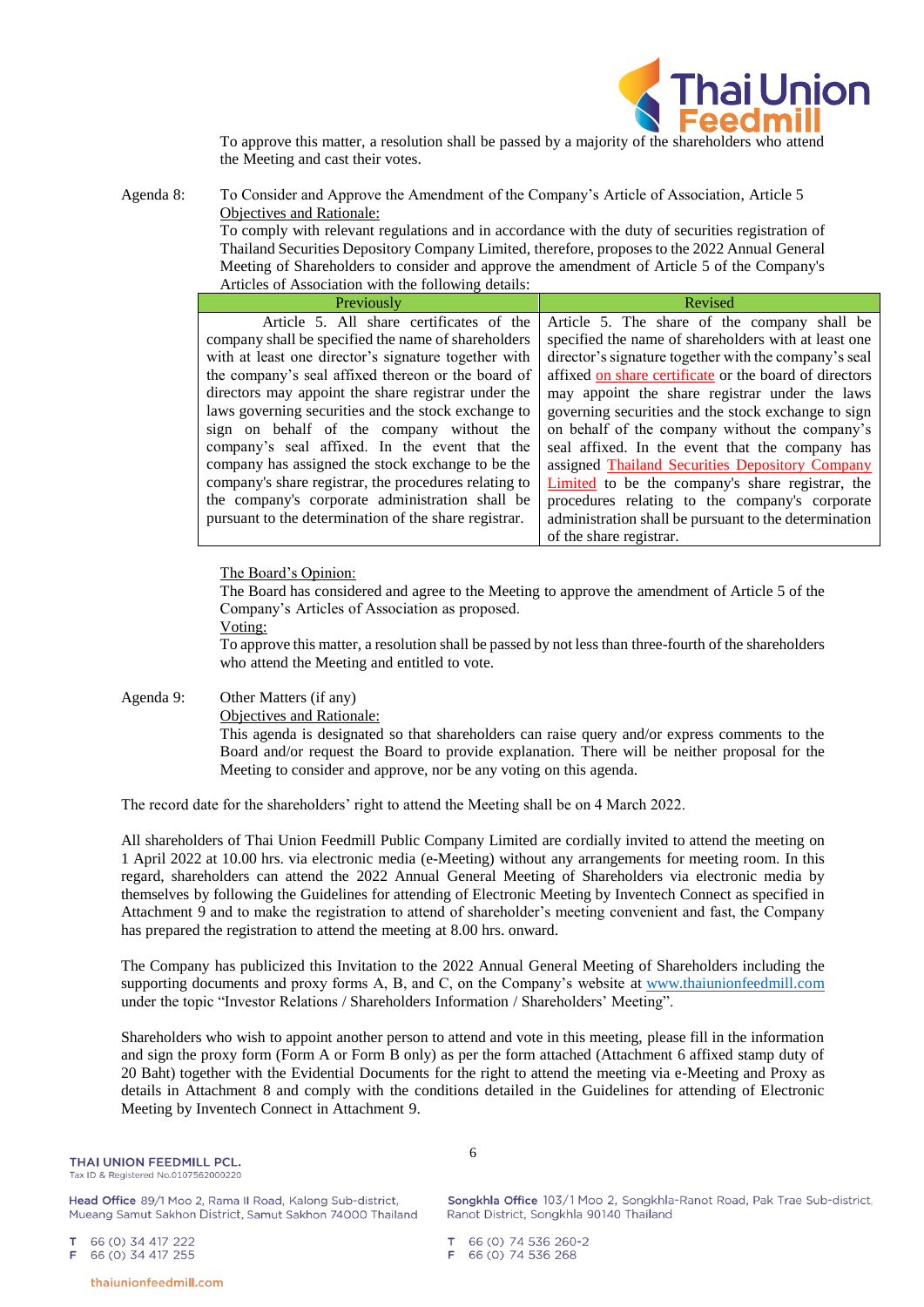To approve this matter, a resolution shall be passed by a majority of the shareholders who attend the Meeting and cast their votes.

Agenda 8: To Consider and Approve the Amendment of the Company's Article of Association, Article 5

Objectives and Rationale:

To comply with relevant regulations and in accordance with the duty of securities registration of Thailand Securities Depository Company Limited, therefore, proposes to the 2022 Annual General Meeting of Shareholders to consider and approve the amendment of Article 5 of the Company's Articles of Association with the following details:

| Previously | Revised |
|---|---|
| Article 5. All share certificates of the company shall be specified the name of shareholders with at least one director's signature together with the company's seal affixed thereon or the board of directors may appoint the share registrar under the laws governing securities and the stock exchange to sign on behalf of the company without the company's seal affixed. In the event that the company has assigned the stock exchange to be the company's share registrar, the procedures relating to the company's corporate administration shall be pursuant to the determination of the share registrar. | Article 5. The share of the company shall be specified the name of shareholders with at least one director's signature together with the company's seal affixed on share certificate or the board of directors may appoint the share registrar under the laws governing securities and the stock exchange to sign on behalf of the company without the company's seal affixed. In the event that the company has assigned Thailand Securities Depository Company Limited to be the company's share registrar, the procedures relating to the company's corporate administration shall be pursuant to the determination of the share registrar. |

The Board's Opinion:

The Board has considered and agree to the Meeting to approve the amendment of Article 5 of the Company's Articles of Association as proposed.

Voting:

To approve this matter, a resolution shall be passed by not less than three-fourth of the shareholders who attend the Meeting and entitled to vote.

Agenda 9: Other Matters (if any)

Objectives and Rationale:

This agenda is designated so that shareholders can raise query and/or express comments to the Board and/or request the Board to provide explanation. There will be neither proposal for the Meeting to consider and approve, nor be any voting on this agenda.

The record date for the shareholders' right to attend the Meeting shall be on 4 March 2022.

All shareholders of Thai Union Feedmill Public Company Limited are cordially invited to attend the meeting on 1 April 2022 at 10.00 hrs. via electronic media (e-Meeting) without any arrangements for meeting room. In this regard, shareholders can attend the 2022 Annual General Meeting of Shareholders via electronic media by themselves by following the Guidelines for attending of Electronic Meeting by Inventech Connect as specified in Attachment 9 and to make the registration to attend of shareholder's meeting convenient and fast, the Company has prepared the registration to attend the meeting at 8.00 hrs. onward.

The Company has publicized this Invitation to the 2022 Annual General Meeting of Shareholders including the supporting documents and proxy forms A, B, and C, on the Company's website at www.thaiunionfeedmill.com under the topic "Investor Relations / Shareholders Information / Shareholders' Meeting".

Shareholders who wish to appoint another person to attend and vote in this meeting, please fill in the information and sign the proxy form (Form A or Form B only) as per the form attached (Attachment 6 affixed stamp duty of 20 Baht) together with the Evidential Documents for the right to attend the meeting via e-Meeting and Proxy as details in Attachment 8 and comply with the conditions detailed in the Guidelines for attending of Electronic Meeting by Inventech Connect in Attachment 9.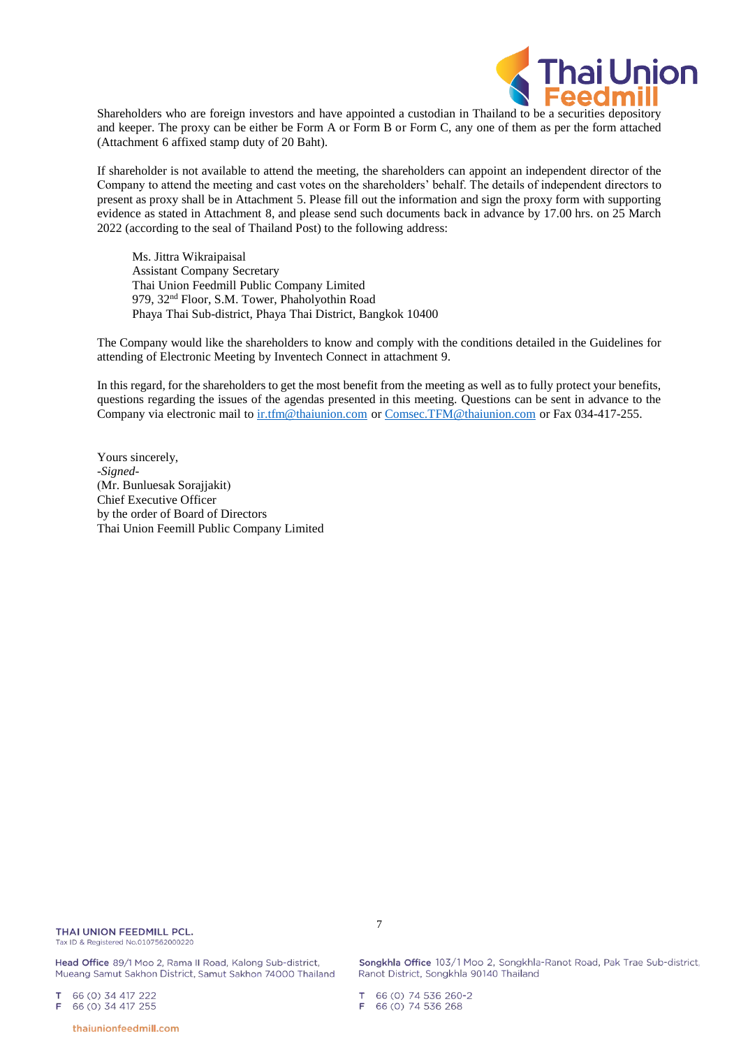Shareholders who are foreign investors and have appointed a custodian in Thailand to be a securities depository and keeper. The proxy can be either be Form A or Form B or Form C, any one of them as per the form attached (Attachment 6 affixed stamp duty of 20 Baht).

If shareholder is not available to attend the meeting, the shareholders can appoint an independent director of the Company to attend the meeting and cast votes on the shareholders' behalf. The details of independent directors to present as proxy shall be in Attachment 5. Please fill out the information and sign the proxy form with supporting evidence as stated in Attachment 8, and please send such documents back in advance by 17.00 hrs. on 25 March 2022 (according to the seal of Thailand Post) to the following address:

Ms. Jittra Wikraipaisal
Assistant Company Secretary
Thai Union Feedmill Public Company Limited
979, 32nd Floor, S.M. Tower, Phaholyothin Road
Phaya Thai Sub-district, Phaya Thai District, Bangkok 10400

The Company would like the shareholders to know and comply with the conditions detailed in the Guidelines for attending of Electronic Meeting by Inventech Connect in attachment 9.

In this regard, for the shareholders to get the most benefit from the meeting as well as to fully protect your benefits, questions regarding the issues of the agendas presented in this meeting. Questions can be sent in advance to the Company via electronic mail to ir.tfm@thaiunion.com or Comsec.TFM@thaiunion.com or Fax 034-417-255.

Yours sincerely,
*-Signed-*
(Mr. Bunluesak Sorajjakit)
Chief Executive Officer
by the order of Board of Directors
Thai Union Feemill Public Company Limited